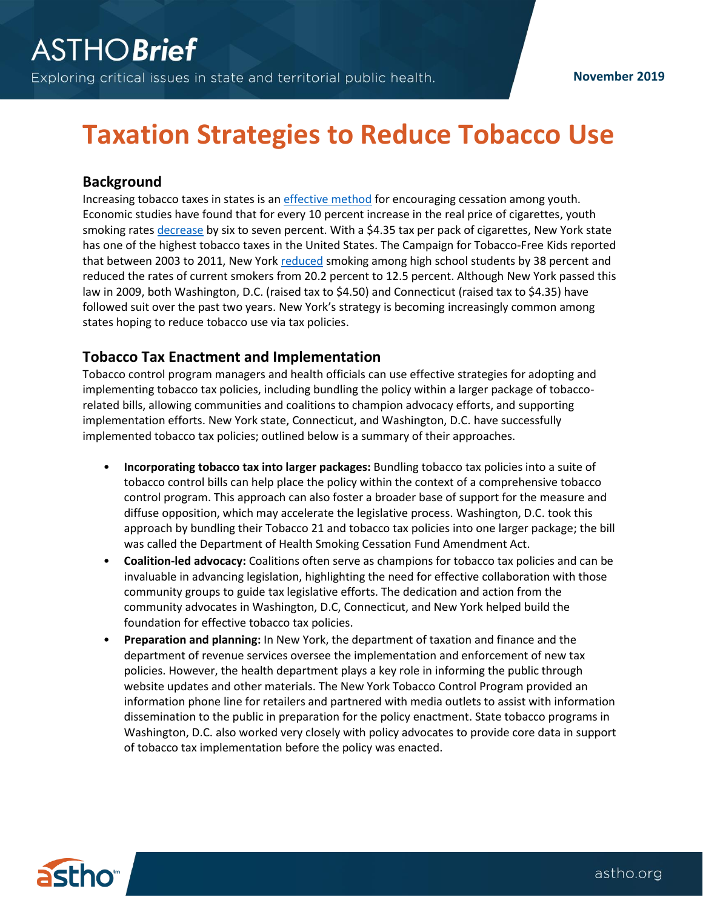ASTHO**Brief**

Exploring critical issues in state and territorial public health.

**November 2019**

# Taxation Strategies to Reduce Tobacco Use

## Background

Increasing tobacco taxes in states is an effective method for encouraging cessation among youth. Economic studies have found that for every 10 percent increase in the real price of cigarettes, youth smoking rates decrease by six to seven percent. With a $4.35 tax per pack of cigarettes, New York state has one of the highest tobacco taxes in the United States. The Campaign for Tobacco-Free Kids reported that between 2003 to 2011, New York reduced smoking among high school students by 38 percent and reduced the rates of current smokers from 20.2 percent to 12.5 percent. Although New York passed this law in 2009, both Washington, D.C. (raised tax to $4.50) and Connecticut (raised tax to $4.35) have followed suit over the past two years. New York's strategy is becoming increasingly common among states hoping to reduce tobacco use via tax policies.

## Tobacco Tax Enactment and Implementation

Tobacco control program managers and health officials can use effective strategies for adopting and implementing tobacco tax policies, including bundling the policy within a larger package of tobacco-related bills, allowing communities and coalitions to champion advocacy efforts, and supporting implementation efforts. New York state, Connecticut, and Washington, D.C. have successfully implemented tobacco tax policies; outlined below is a summary of their approaches.

- **Incorporating tobacco tax into larger packages:** Bundling tobacco tax policies into a suite of tobacco control bills can help place the policy within the context of a comprehensive tobacco control program. This approach can also foster a broader base of support for the measure and diffuse opposition, which may accelerate the legislative process. Washington, D.C. took this approach by bundling their Tobacco 21 and tobacco tax policies into one larger package; the bill was called the Department of Health Smoking Cessation Fund Amendment Act.
- **Coalition-led advocacy:** Coalitions often serve as champions for tobacco tax policies and can be invaluable in advancing legislation, highlighting the need for effective collaboration with those community groups to guide tax legislative efforts. The dedication and action from the community advocates in Washington, D.C, Connecticut, and New York helped build the foundation for effective tobacco tax policies.
- **Preparation and planning:** In New York, the department of taxation and finance and the department of revenue services oversee the implementation and enforcement of new tax policies. However, the health department plays a key role in informing the public through website updates and other materials. The New York Tobacco Control Program provided an information phone line for retailers and partnered with media outlets to assist with information dissemination to the public in preparation for the policy enactment. State tobacco programs in Washington, D.C. also worked very closely with policy advocates to provide core data in support of tobacco tax implementation before the policy was enacted.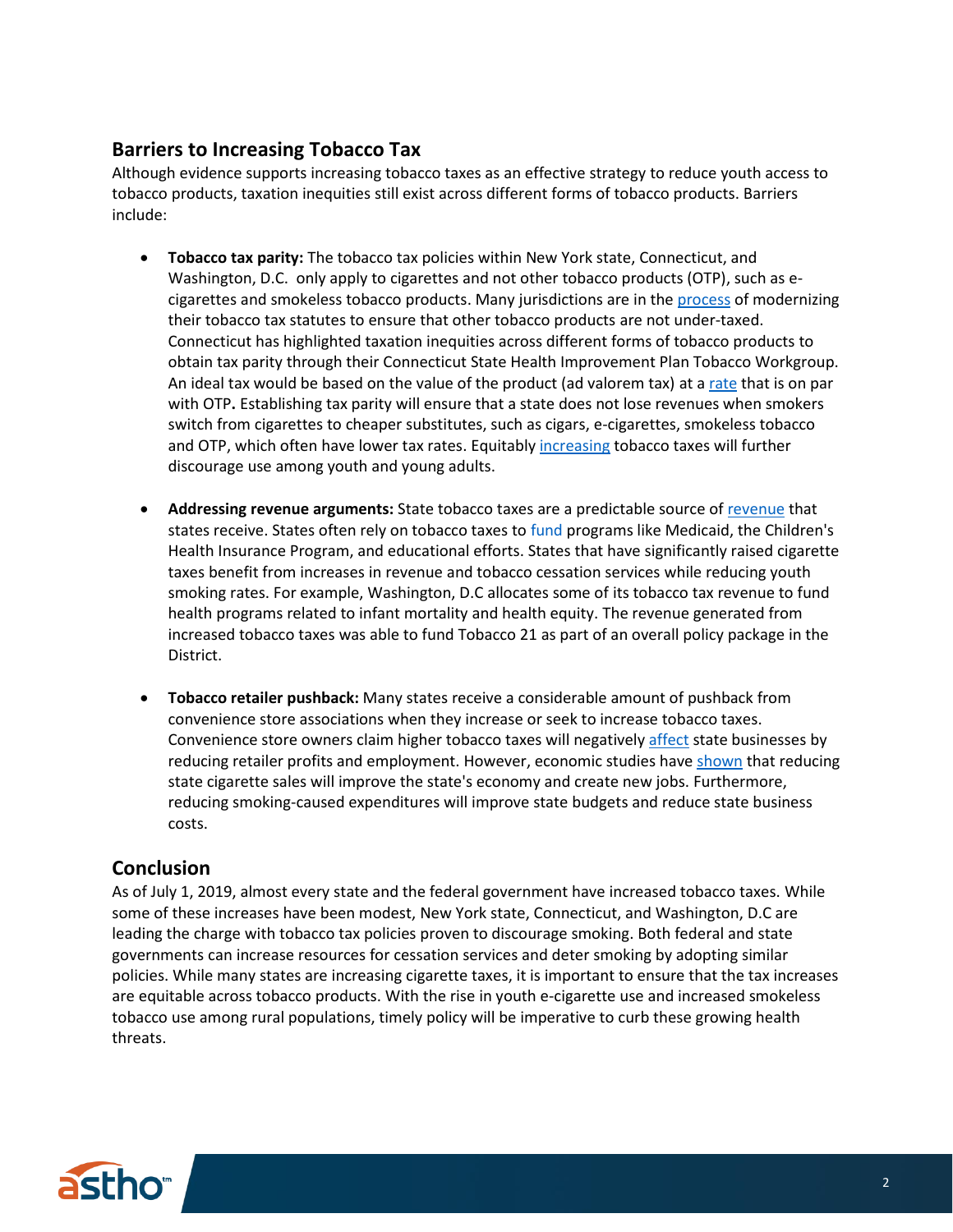## Barriers to Increasing Tobacco Tax

Although evidence supports increasing tobacco taxes as an effective strategy to reduce youth access to tobacco products, taxation inequities still exist across different forms of tobacco products. Barriers include:

- **Tobacco tax parity:** The tobacco tax policies within New York state, Connecticut, and Washington, D.C. only apply to cigarettes and not other tobacco products (OTP), such as e-cigarettes and smokeless tobacco products. Many jurisdictions are in the process of modernizing their tobacco tax statutes to ensure that other tobacco products are not under-taxed. Connecticut has highlighted taxation inequities across different forms of tobacco products to obtain tax parity through their Connecticut State Health Improvement Plan Tobacco Workgroup. An ideal tax would be based on the value of the product (ad valorem tax) at a rate that is on par with OTP**.** Establishing tax parity will ensure that a state does not lose revenues when smokers switch from cigarettes to cheaper substitutes, such as cigars, e-cigarettes, smokeless tobacco and OTP, which often have lower tax rates. Equitably increasing tobacco taxes will further discourage use among youth and young adults.

- **Addressing revenue arguments:** State tobacco taxes are a predictable source of revenue that states receive. States often rely on tobacco taxes to fund programs like Medicaid, the Children's Health Insurance Program, and educational efforts. States that have significantly raised cigarette taxes benefit from increases in revenue and tobacco cessation services while reducing youth smoking rates. For example, Washington, D.C allocates some of its tobacco tax revenue to fund health programs related to infant mortality and health equity. The revenue generated from increased tobacco taxes was able to fund Tobacco 21 as part of an overall policy package in the District.

- **Tobacco retailer pushback:** Many states receive a considerable amount of pushback from convenience store associations when they increase or seek to increase tobacco taxes. Convenience store owners claim higher tobacco taxes will negatively affect state businesses by reducing retailer profits and employment. However, economic studies have shown that reducing state cigarette sales will improve the state's economy and create new jobs. Furthermore, reducing smoking-caused expenditures will improve state budgets and reduce state business costs.

## Conclusion

As of July 1, 2019, almost every state and the federal government have increased tobacco taxes. While some of these increases have been modest, New York state, Connecticut, and Washington, D.C are leading the charge with tobacco tax policies proven to discourage smoking. Both federal and state governments can increase resources for cessation services and deter smoking by adopting similar policies. While many states are increasing cigarette taxes, it is important to ensure that the tax increases are equitable across tobacco products. With the rise in youth e-cigarette use and increased smokeless tobacco use among rural populations, timely policy will be imperative to curb these growing health threats.